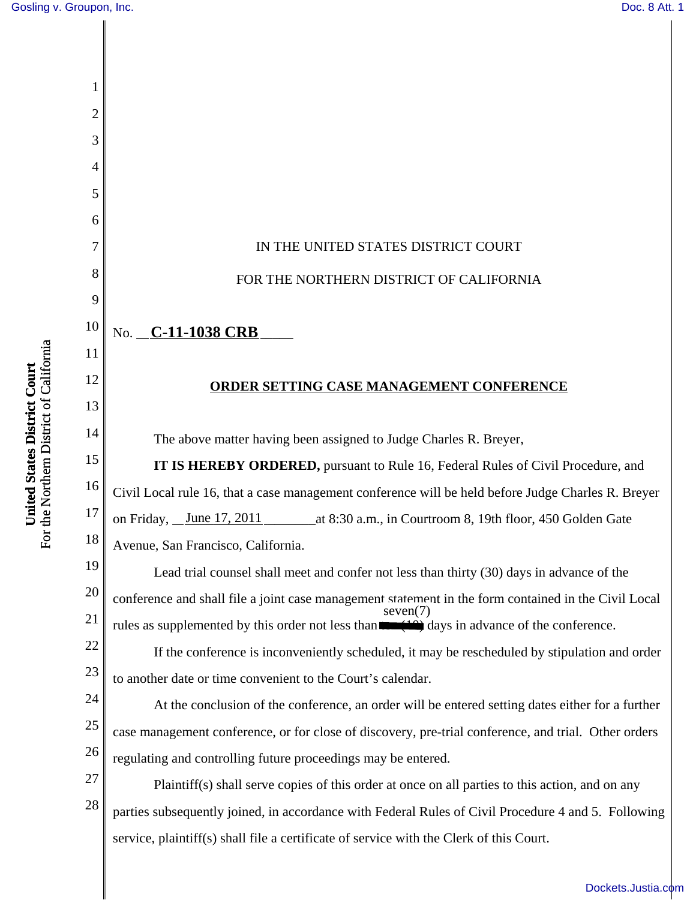IN THE UNITED STATES DISTRICT COURT

FOR THE NORTHERN DISTRICT OF CALIFORNIA

No. **C-11-1038 CRB**

## ORDER SETTING CASE MANAGEMENT CONFERENCE

The above matter having been assigned to Judge Charles R. Breyer,

**IT IS HEREBY ORDERED,** pursuant to Rule 16, Federal Rules of Civil Procedure, and Civil Local rule 16, that a case management conference will be held before Judge Charles R. Breyer on Friday, June 17, 2011 at 8:30 a.m., in Courtroom 8, 19th floor, 450 Golden Gate Avenue, San Francisco, California.

Lead trial counsel shall meet and confer not less than thirty (30) days in advance of the conference and shall file a joint case management statement in the form contained in the Civil Local rules as supplemented by this order not less than seven(7) days in advance of the conference.

If the conference is inconveniently scheduled, it may be rescheduled by stipulation and order to another date or time convenient to the Court's calendar.

At the conclusion of the conference, an order will be entered setting dates either for a further case management conference, or for close of discovery, pre-trial conference, and trial. Other orders regulating and controlling future proceedings may be entered.

Plaintiff(s) shall serve copies of this order at once on all parties to this action, and on any parties subsequently joined, in accordance with Federal Rules of Civil Procedure 4 and 5. Following service, plaintiff(s) shall file a certificate of service with the Clerk of this Court.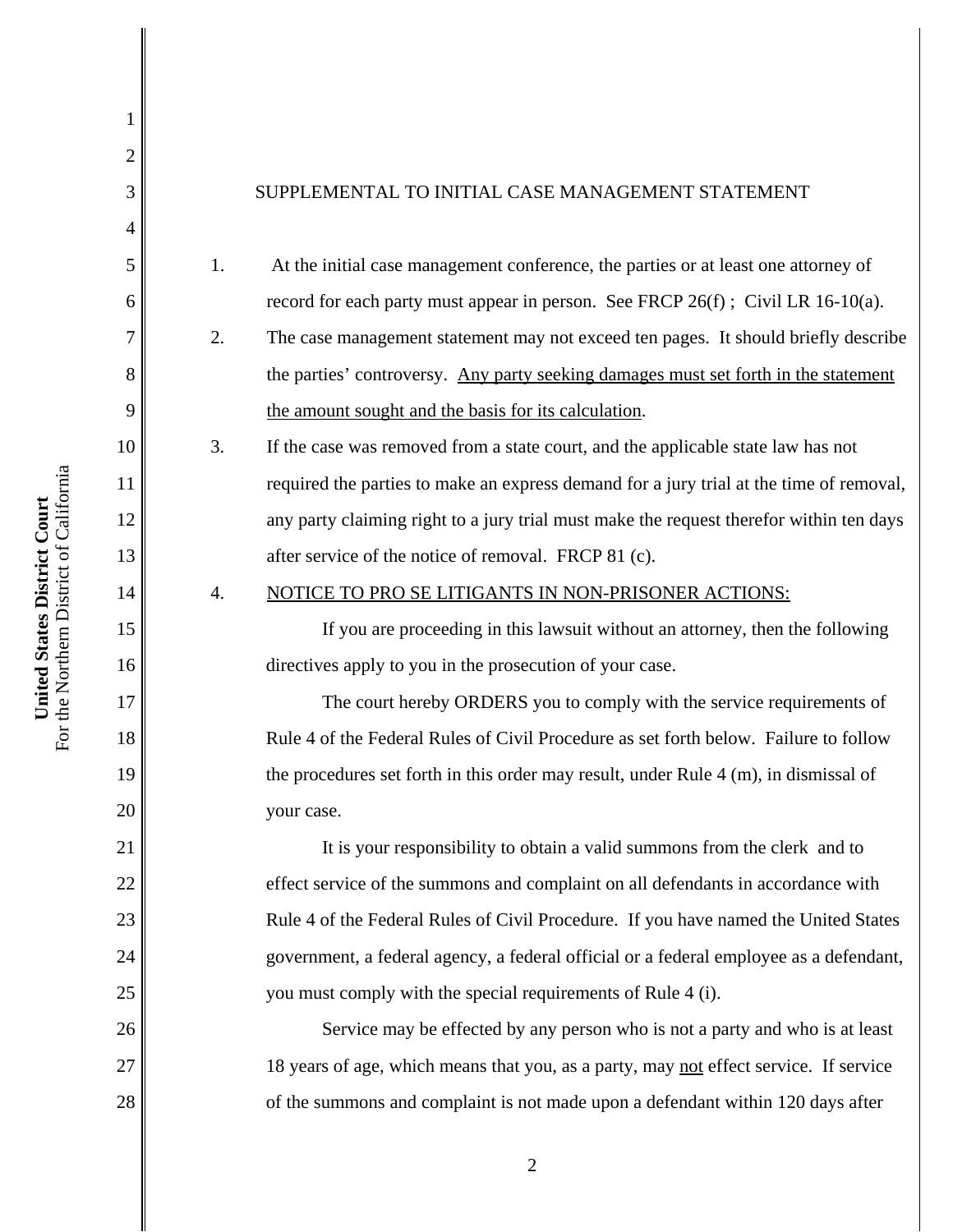# SUPPLEMENTAL TO INITIAL CASE MANAGEMENT STATEMENT

1. At the initial case management conference, the parties or at least one attorney of record for each party must appear in person. See FRCP 26(f) ; Civil LR 16-10(a).

2. The case management statement may not exceed ten pages. It should briefly describe the parties' controversy. <u>Any party seeking damages must set forth in the statement the amount sought and the basis for its calculation</u>.

3. If the case was removed from a state court, and the applicable state law has not required the parties to make an express demand for a jury trial at the time of removal, any party claiming right to a jury trial must make the request therefor within ten days after service of the notice of removal. FRCP 81 (c).

4. <u>NOTICE TO PRO SE LITIGANTS IN NON-PRISONER ACTIONS:</u>

   If you are proceeding in this lawsuit without an attorney, then the following directives apply to you in the prosecution of your case.

   The court hereby ORDERS you to comply with the service requirements of Rule 4 of the Federal Rules of Civil Procedure as set forth below. Failure to follow the procedures set forth in this order may result, under Rule 4 (m), in dismissal of your case.

   It is your responsibility to obtain a valid summons from the clerk and to effect service of the summons and complaint on all defendants in accordance with Rule 4 of the Federal Rules of Civil Procedure. If you have named the United States government, a federal agency, a federal official or a federal employee as a defendant, you must comply with the special requirements of Rule 4 (i).

   Service may be effected by any person who is not a party and who is at least 18 years of age, which means that you, as a party, may <u>not</u> effect service. If service of the summons and complaint is not made upon a defendant within 120 days after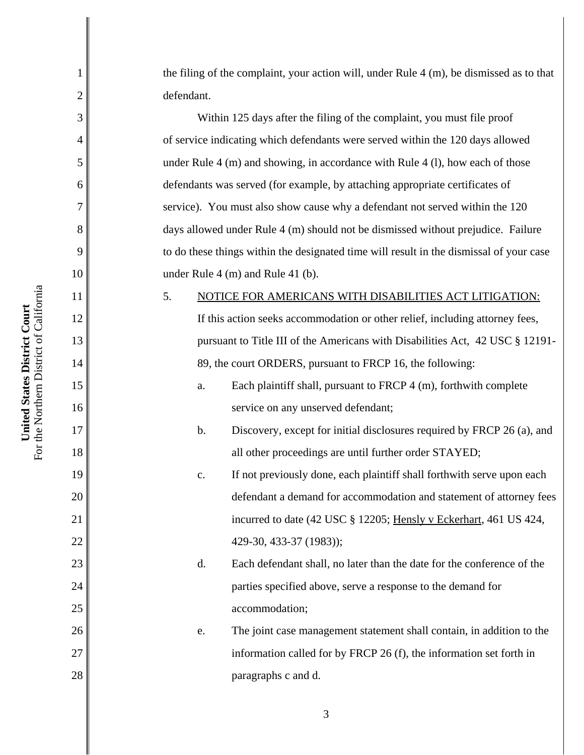the filing of the complaint, your action will, under Rule 4 (m), be dismissed as to that defendant.

Within 125 days after the filing of the complaint, you must file proof of service indicating which defendants were served within the 120 days allowed under Rule 4 (m) and showing, in accordance with Rule 4 (l), how each of those defendants was served (for example, by attaching appropriate certificates of service). You must also show cause why a defendant not served within the 120 days allowed under Rule 4 (m) should not be dismissed without prejudice. Failure to do these things within the designated time will result in the dismissal of your case under Rule 4 (m) and Rule 41 (b).

5. NOTICE FOR AMERICANS WITH DISABILITIES ACT LITIGATION: If this action seeks accommodation or other relief, including attorney fees, pursuant to Title III of the Americans with Disabilities Act, 42 USC § 12191-89, the court ORDERS, pursuant to FRCP 16, the following:

   a. Each plaintiff shall, pursuant to FRCP 4 (m), forthwith complete service on any unserved defendant;

   b. Discovery, except for initial disclosures required by FRCP 26 (a), and all other proceedings are until further order STAYED;

   c. If not previously done, each plaintiff shall forthwith serve upon each defendant a demand for accommodation and statement of attorney fees incurred to date (42 USC § 12205; Hensly v Eckerhart, 461 US 424, 429-30, 433-37 (1983));

   d. Each defendant shall, no later than the date for the conference of the parties specified above, serve a response to the demand for accommodation;

   e. The joint case management statement shall contain, in addition to the information called for by FRCP 26 (f), the information set forth in paragraphs c and d.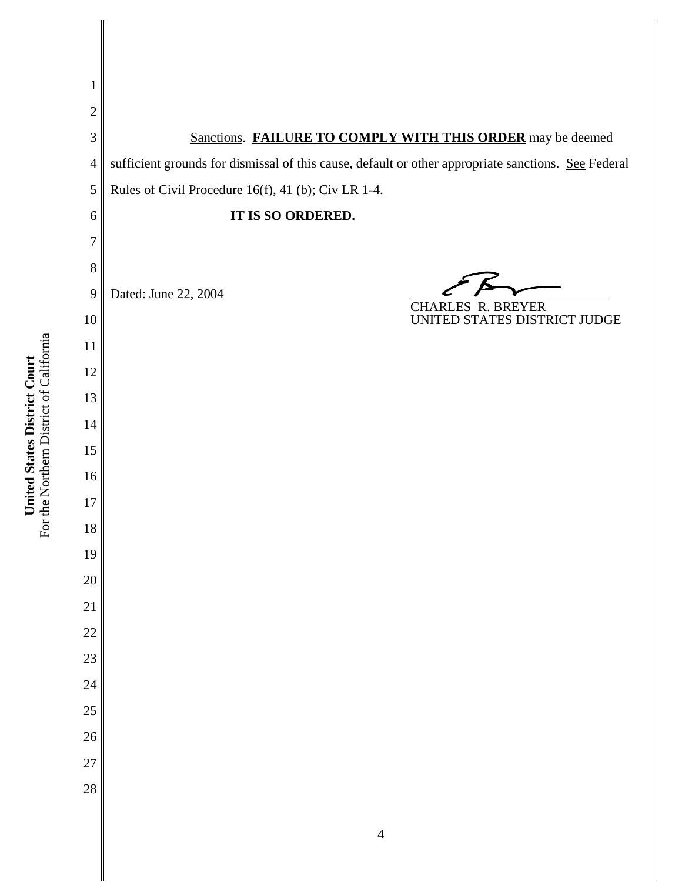Sanctions. **FAILURE TO COMPLY WITH THIS ORDER** may be deemed sufficient grounds for dismissal of this cause, default or other appropriate sanctions. See Federal Rules of Civil Procedure 16(f), 41 (b); Civ LR 1-4.

**IT IS SO ORDERED.**

Dated: June 22, 2004

CHARLES R. BREYER
UNITED STATES DISTRICT JUDGE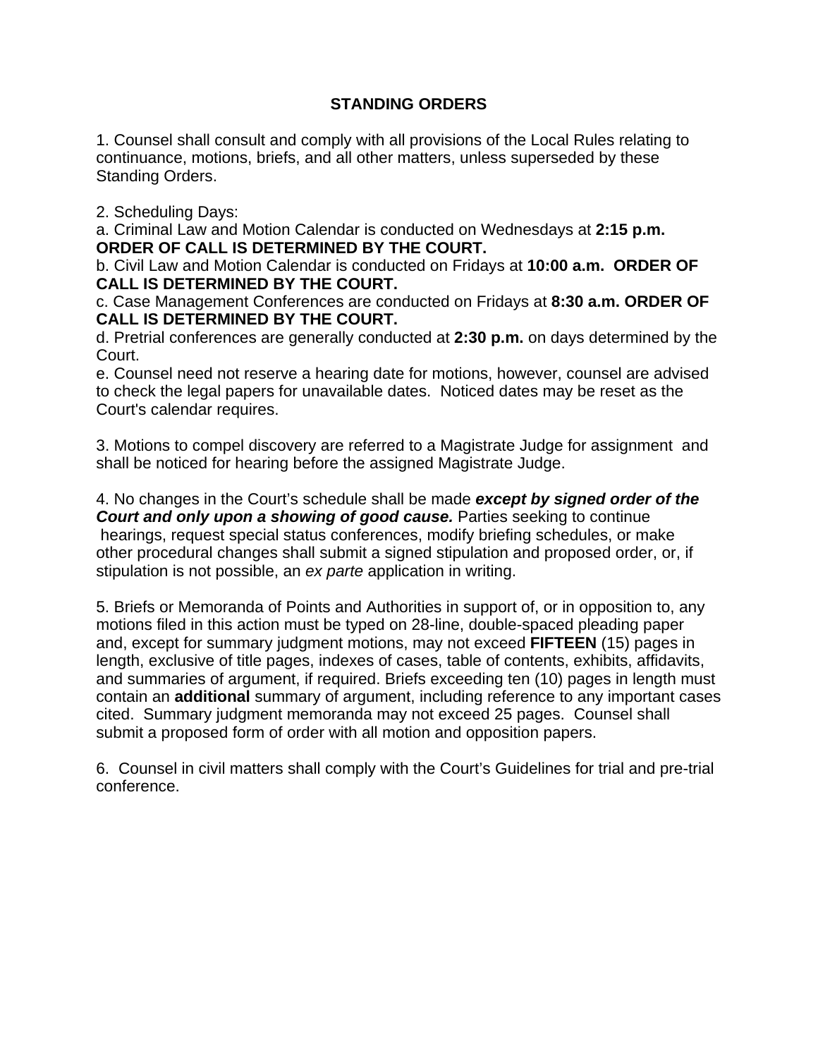# STANDING ORDERS

1. Counsel shall consult and comply with all provisions of the Local Rules relating to continuance, motions, briefs, and all other matters, unless superseded by these Standing Orders.

2. Scheduling Days:
a. Criminal Law and Motion Calendar is conducted on Wednesdays at **2:15 p.m. ORDER OF CALL IS DETERMINED BY THE COURT.**
b. Civil Law and Motion Calendar is conducted on Fridays at **10:00 a.m. ORDER OF CALL IS DETERMINED BY THE COURT.**
c. Case Management Conferences are conducted on Fridays at **8:30 a.m. ORDER OF CALL IS DETERMINED BY THE COURT.**
d. Pretrial conferences are generally conducted at **2:30 p.m.** on days determined by the Court.
e. Counsel need not reserve a hearing date for motions, however, counsel are advised to check the legal papers for unavailable dates. Noticed dates may be reset as the Court's calendar requires.

3. Motions to compel discovery are referred to a Magistrate Judge for assignment and shall be noticed for hearing before the assigned Magistrate Judge.

4. No changes in the Court's schedule shall be made ***except by signed order of the Court and only upon a showing of good cause.*** Parties seeking to continue hearings, request special status conferences, modify briefing schedules, or make other procedural changes shall submit a signed stipulation and proposed order, or, if stipulation is not possible, an *ex parte* application in writing.

5. Briefs or Memoranda of Points and Authorities in support of, or in opposition to, any motions filed in this action must be typed on 28-line, double-spaced pleading paper and, except for summary judgment motions, may not exceed **FIFTEEN** (15) pages in length, exclusive of title pages, indexes of cases, table of contents, exhibits, affidavits, and summaries of argument, if required. Briefs exceeding ten (10) pages in length must contain an **additional** summary of argument, including reference to any important cases cited. Summary judgment memoranda may not exceed 25 pages. Counsel shall submit a proposed form of order with all motion and opposition papers.

6. Counsel in civil matters shall comply with the Court's Guidelines for trial and pre-trial conference.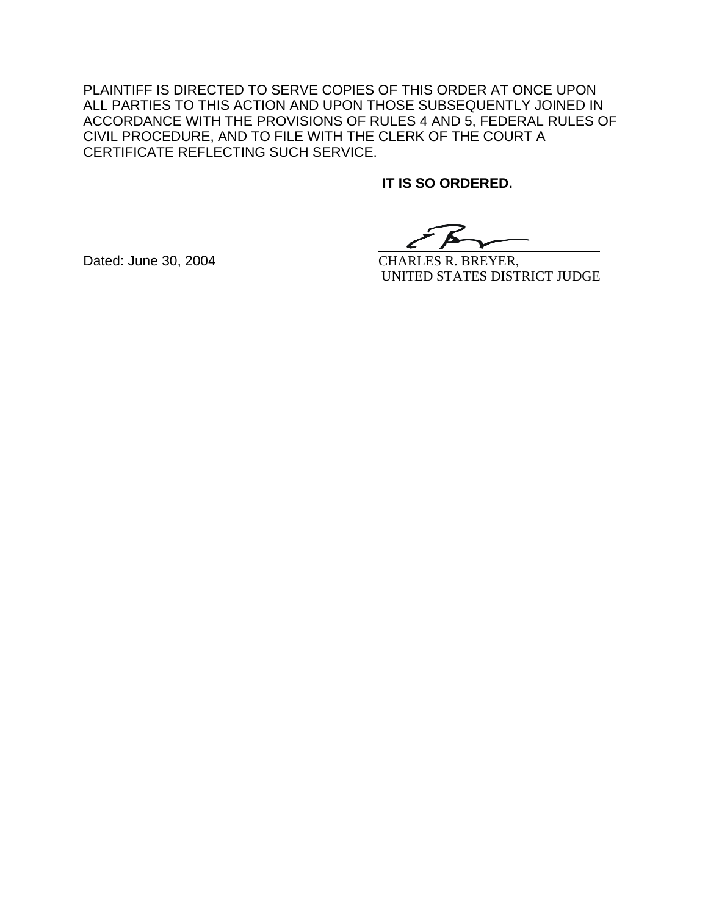PLAINTIFF IS DIRECTED TO SERVE COPIES OF THIS ORDER AT ONCE UPON ALL PARTIES TO THIS ACTION AND UPON THOSE SUBSEQUENTLY JOINED IN ACCORDANCE WITH THE PROVISIONS OF RULES 4 AND 5, FEDERAL RULES OF CIVIL PROCEDURE, AND TO FILE WITH THE CLERK OF THE COURT A CERTIFICATE REFLECTING SUCH SERVICE.

**IT IS SO ORDERED.**

Dated: June 30, 2004

CHARLES R. BREYER,
UNITED STATES DISTRICT JUDGE